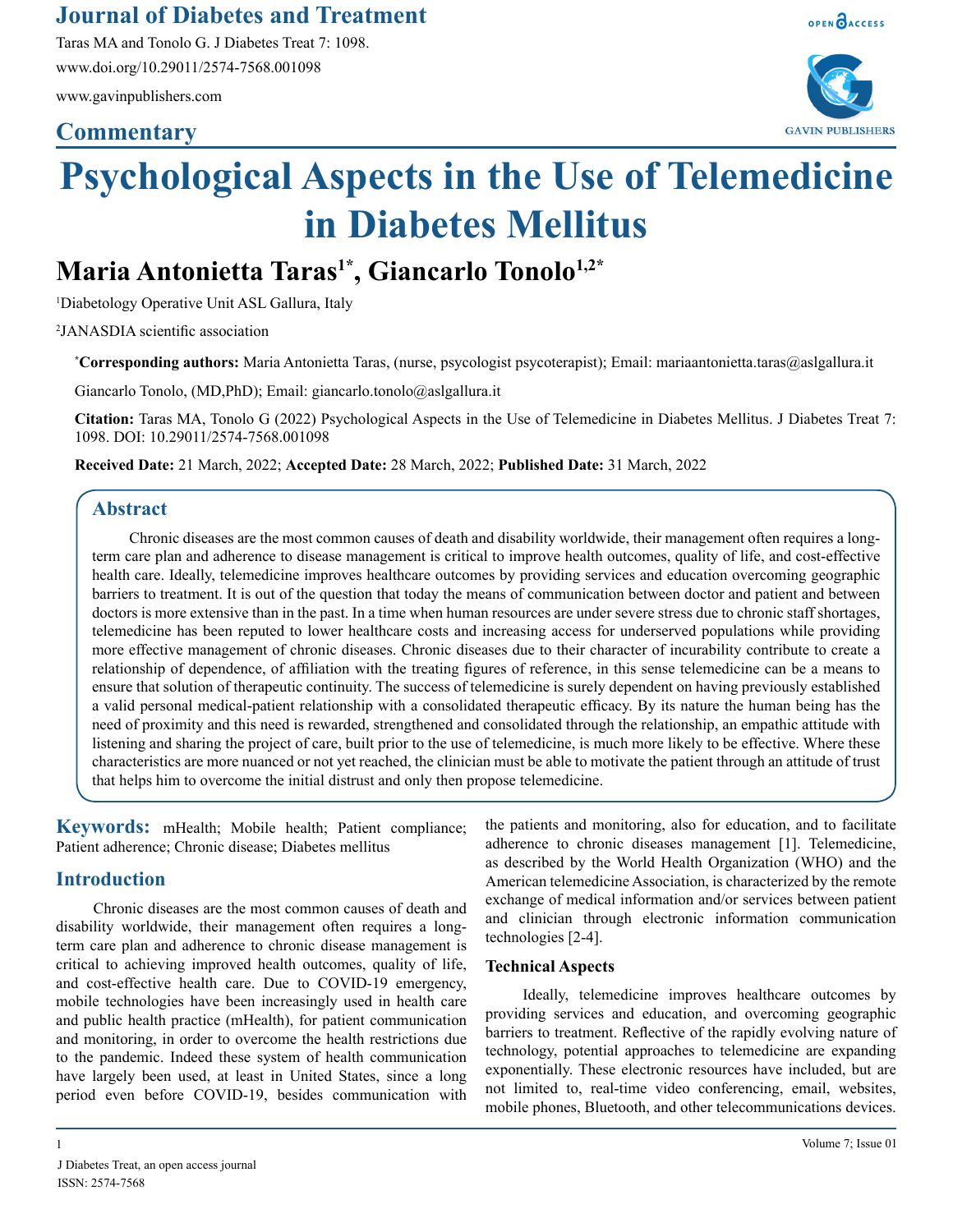# Journal of Diabetes and Treatment

Taras MA and Tonolo G. J Diabetes Treat 7: 1098.
www.doi.org/10.29011/2574-7568.001098
www.gavinpublishers.com

## Commentary

# Psychological Aspects in the Use of Telemedicine in Diabetes Mellitus

**Maria Antonietta Taras[1*], Giancarlo Tonolo[1,2*]**

[1]Diabetology Operative Unit ASL Gallura, Italy

[2]JANASDIA scientific association

***Corresponding authors:** Maria Antonietta Taras, (nurse, psycologist psycoterapist); Email: mariaantonietta.taras@aslgallura.it

Giancarlo Tonolo, (MD,PhD); Email: giancarlo.tonolo@aslgallura.it

**Citation:** Taras MA, Tonolo G (2022) Psychological Aspects in the Use of Telemedicine in Diabetes Mellitus. J Diabetes Treat 7: 1098. DOI: 10.29011/2574-7568.001098

**Received Date:** 21 March, 2022; **Accepted Date:** 28 March, 2022; **Published Date:** 31 March, 2022

## Abstract

Chronic diseases are the most common causes of death and disability worldwide, their management often requires a long-term care plan and adherence to disease management is critical to improve health outcomes, quality of life, and cost-effective health care. Ideally, telemedicine improves healthcare outcomes by providing services and education overcoming geographic barriers to treatment. It is out of the question that today the means of communication between doctor and patient and between doctors is more extensive than in the past. In a time when human resources are under severe stress due to chronic staff shortages, telemedicine has been reputed to lower healthcare costs and increasing access for underserved populations while providing more effective management of chronic diseases. Chronic diseases due to their character of incurability contribute to create a relationship of dependence, of affiliation with the treating figures of reference, in this sense telemedicine can be a means to ensure that solution of therapeutic continuity. The success of telemedicine is surely dependent on having previously established a valid personal medical-patient relationship with a consolidated therapeutic efficacy. By its nature the human being has the need of proximity and this need is rewarded, strengthened and consolidated through the relationship, an empathic attitude with listening and sharing the project of care, built prior to the use of telemedicine, is much more likely to be effective. Where these characteristics are more nuanced or not yet reached, the clinician must be able to motivate the patient through an attitude of trust that helps him to overcome the initial distrust and only then propose telemedicine.

**Keywords:** mHealth; Mobile health; Patient compliance; Patient adherence; Chronic disease; Diabetes mellitus

## Introduction

Chronic diseases are the most common causes of death and disability worldwide, their management often requires a long-term care plan and adherence to chronic disease management is critical to achieving improved health outcomes, quality of life, and cost-effective health care. Due to COVID-19 emergency, mobile technologies have been increasingly used in health care and public health practice (mHealth), for patient communication and monitoring, in order to overcome the health restrictions due to the pandemic. Indeed these system of health communication have largely been used, at least in United States, since a long period even before COVID-19, besides communication with the patients and monitoring, also for education, and to facilitate adherence to chronic diseases management [1]. Telemedicine, as described by the World Health Organization (WHO) and the American telemedicine Association, is characterized by the remote exchange of medical information and/or services between patient and clinician through electronic information communication technologies [2-4].

### Technical Aspects

Ideally, telemedicine improves healthcare outcomes by providing services and education, and overcoming geographic barriers to treatment. Reflective of the rapidly evolving nature of technology, potential approaches to telemedicine are expanding exponentially. These electronic resources have included, but are not limited to, real-time video conferencing, email, websites, mobile phones, Bluetooth, and other telecommunications devices.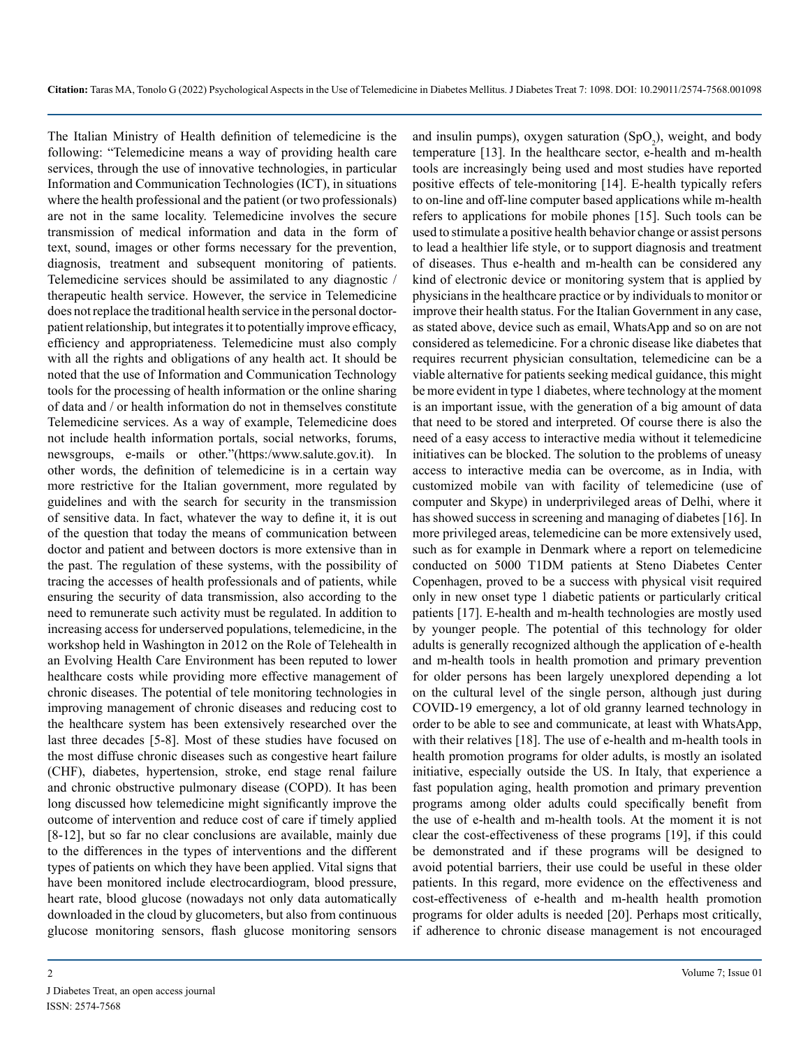The Italian Ministry of Health definition of telemedicine is the following: "Telemedicine means a way of providing health care services, through the use of innovative technologies, in particular Information and Communication Technologies (ICT), in situations where the health professional and the patient (or two professionals) are not in the same locality. Telemedicine involves the secure transmission of medical information and data in the form of text, sound, images or other forms necessary for the prevention, diagnosis, treatment and subsequent monitoring of patients. Telemedicine services should be assimilated to any diagnostic / therapeutic health service. However, the service in Telemedicine does not replace the traditional health service in the personal doctor-patient relationship, but integrates it to potentially improve efficacy, efficiency and appropriateness. Telemedicine must also comply with all the rights and obligations of any health act. It should be noted that the use of Information and Communication Technology tools for the processing of health information or the online sharing of data and / or health information do not in themselves constitute Telemedicine services. As a way of example, Telemedicine does not include health information portals, social networks, forums, newsgroups, e-mails or other."(https:/www.salute.gov.it). In other words, the definition of telemedicine is in a certain way more restrictive for the Italian government, more regulated by guidelines and with the search for security in the transmission of sensitive data. In fact, whatever the way to define it, it is out of the question that today the means of communication between doctor and patient and between doctors is more extensive than in the past. The regulation of these systems, with the possibility of tracing the accesses of health professionals and of patients, while ensuring the security of data transmission, also according to the need to remunerate such activity must be regulated. In addition to increasing access for underserved populations, telemedicine, in the workshop held in Washington in 2012 on the Role of Telehealth in an Evolving Health Care Environment has been reputed to lower healthcare costs while providing more effective management of chronic diseases. The potential of tele monitoring technologies in improving management of chronic diseases and reducing cost to the healthcare system has been extensively researched over the last three decades [5-8]. Most of these studies have focused on the most diffuse chronic diseases such as congestive heart failure (CHF), diabetes, hypertension, stroke, end stage renal failure and chronic obstructive pulmonary disease (COPD). It has been long discussed how telemedicine might significantly improve the outcome of intervention and reduce cost of care if timely applied [8-12], but so far no clear conclusions are available, mainly due to the differences in the types of interventions and the different types of patients on which they have been applied. Vital signs that have been monitored include electrocardiogram, blood pressure, heart rate, blood glucose (nowadays not only data automatically downloaded in the cloud by glucometers, but also from continuous glucose monitoring sensors, flash glucose monitoring sensors and insulin pumps), oxygen saturation ($SpO_2$), weight, and body temperature [13]. In the healthcare sector, e-health and m-health tools are increasingly being used and most studies have reported positive effects of tele-monitoring [14]. E-health typically refers to on-line and off-line computer based applications while m-health refers to applications for mobile phones [15]. Such tools can be used to stimulate a positive health behavior change or assist persons to lead a healthier life style, or to support diagnosis and treatment of diseases. Thus e-health and m-health can be considered any kind of electronic device or monitoring system that is applied by physicians in the healthcare practice or by individuals to monitor or improve their health status. For the Italian Government in any case, as stated above, device such as email, WhatsApp and so on are not considered as telemedicine. For a chronic disease like diabetes that requires recurrent physician consultation, telemedicine can be a viable alternative for patients seeking medical guidance, this might be more evident in type 1 diabetes, where technology at the moment is an important issue, with the generation of a big amount of data that need to be stored and interpreted. Of course there is also the need of a easy access to interactive media without it telemedicine initiatives can be blocked. The solution to the problems of uneasy access to interactive media can be overcome, as in India, with customized mobile van with facility of telemedicine (use of computer and Skype) in underprivileged areas of Delhi, where it has showed success in screening and managing of diabetes [16]. In more privileged areas, telemedicine can be more extensively used, such as for example in Denmark where a report on telemedicine conducted on 5000 T1DM patients at Steno Diabetes Center Copenhagen, proved to be a success with physical visit required only in new onset type 1 diabetic patients or particularly critical patients [17]. E-health and m-health technologies are mostly used by younger people. The potential of this technology for older adults is generally recognized although the application of e-health and m-health tools in health promotion and primary prevention for older persons has been largely unexplored depending a lot on the cultural level of the single person, although just during COVID-19 emergency, a lot of old granny learned technology in order to be able to see and communicate, at least with WhatsApp, with their relatives [18]. The use of e-health and m-health tools in health promotion programs for older adults, is mostly an isolated initiative, especially outside the US. In Italy, that experience a fast population aging, health promotion and primary prevention programs among older adults could specifically benefit from the use of e-health and m-health tools. At the moment it is not clear the cost-effectiveness of these programs [19], if this could be demonstrated and if these programs will be designed to avoid potential barriers, their use could be useful in these older patients. In this regard, more evidence on the effectiveness and cost-effectiveness of e-health and m-health health promotion programs for older adults is needed [20]. Perhaps most critically, if adherence to chronic disease management is not encouraged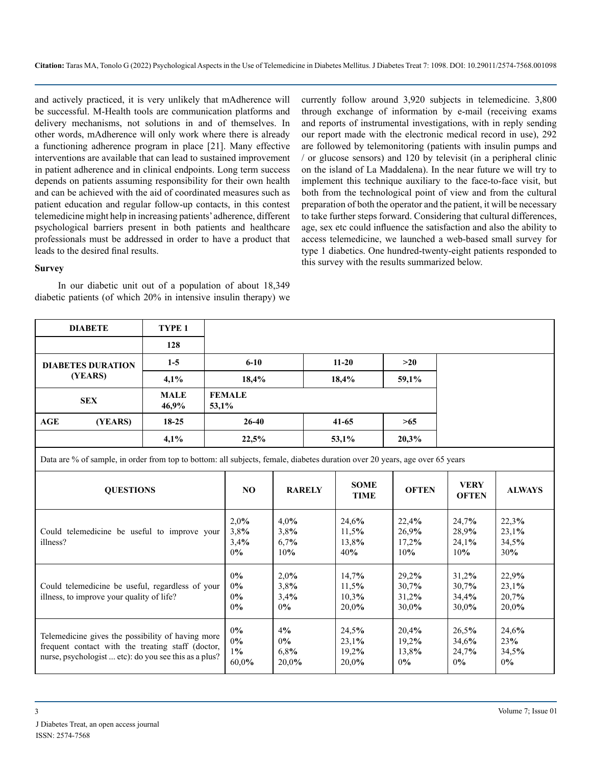and actively practiced, it is very unlikely that mAdherence will be successful. M-Health tools are communication platforms and delivery mechanisms, not solutions in and of themselves. In other words, mAdherence will only work where there is already a functioning adherence program in place [21]. Many effective interventions are available that can lead to sustained improvement in patient adherence and in clinical endpoints. Long term success depends on patients assuming responsibility for their own health and can be achieved with the aid of coordinated measures such as patient education and regular follow-up contacts, in this contest telemedicine might help in increasing patients' adherence, different psychological barriers present in both patients and healthcare professionals must be addressed in order to have a product that leads to the desired final results.

## Survey

In our diabetic unit out of a population of about 18,349 diabetic patients (of which 20% in intensive insulin therapy) we currently follow around 3,920 subjects in telemedicine. 3,800 through exchange of information by e-mail (receiving exams and reports of instrumental investigations, with in reply sending our report made with the electronic medical record in use), 292 are followed by telemonitoring (patients with insulin pumps and / or glucose sensors) and 120 by televisit (in a peripheral clinic on the island of La Maddalena). In the near future we will try to implement this technique auxiliary to the face-to-face visit, but both from the technological point of view and from the cultural preparation of both the operator and the patient, it will be necessary to take further steps forward. Considering that cultural differences, age, sex etc could influence the satisfaction and also the ability to access telemedicine, we launched a web-based small survey for type 1 diabetics. One hundred-twenty-eight patients responded to this survey with the results summarized below.

| **DIABETE** | **TYPE 1** | | | |
|---|---|---|---|---|
| | **128** | | | |
| **DIABETES DURATION (YEARS)** | **1-5** | **6-10** | **11-20** | **>20** |
| | **4,1%** | **18,4%** | **18,4%** | **59,1%** |
| **SEX** | **MALE 46,9%** | **FEMALE 53,1%** | | |
| **AGE (YEARS)** | **18-25** | **26-40** | **41-65** | **>65** |
| | **4,1%** | **22,5%** | **53,1%** | **20,3%** |

Data are % of sample, in order from top to bottom: all subjects, female, diabetes duration over 20 years, age over 65 years

| **QUESTIONS** | **NO** | **RARELY** | **SOME TIME** | **OFTEN** | **VERY OFTEN** | **ALWAYS** |
|---|---|---|---|---|---|---|
| Could telemedicine be useful to improve your illness? | 2,0%<br>3,8%<br>3,4%<br>0% | 4,0%<br>3,8%<br>6,7%<br>10% | 24,6%<br>11,5%<br>13,8%<br>40% | 22,4%<br>26,9%<br>17,2%<br>10% | 24,7%<br>28,9%<br>24,1%<br>10% | 22,3%<br>23,1%<br>34,5%<br>30% |
| Could telemedicine be useful, regardless of your illness, to improve your quality of life? | 0%<br>0%<br>0%<br>0% | 2,0%<br>3,8%<br>3,4%<br>0% | 14,7%<br>11,5%<br>10,3%<br>20,0% | 29,2%<br>30,7%<br>31,2%<br>30,0% | 31,2%<br>30,7%<br>34,4%<br>30,0% | 22,9%<br>23,1%<br>20,7%<br>20,0% |
| Telemedicine gives the possibility of having more frequent contact with the treating staff (doctor, nurse, psychologist ... etc): do you see this as a plus? | 0%<br>0%<br>1%<br>60,0% | 4%<br>0%<br>6,8%<br>20,0% | 24,5%<br>23,1%<br>19,2%<br>20,0% | 20,4%<br>19,2%<br>13,8%<br>0% | 26,5%<br>34,6%<br>24,7%<br>0% | 24,6%<br>23%<br>34,5%<br>0% |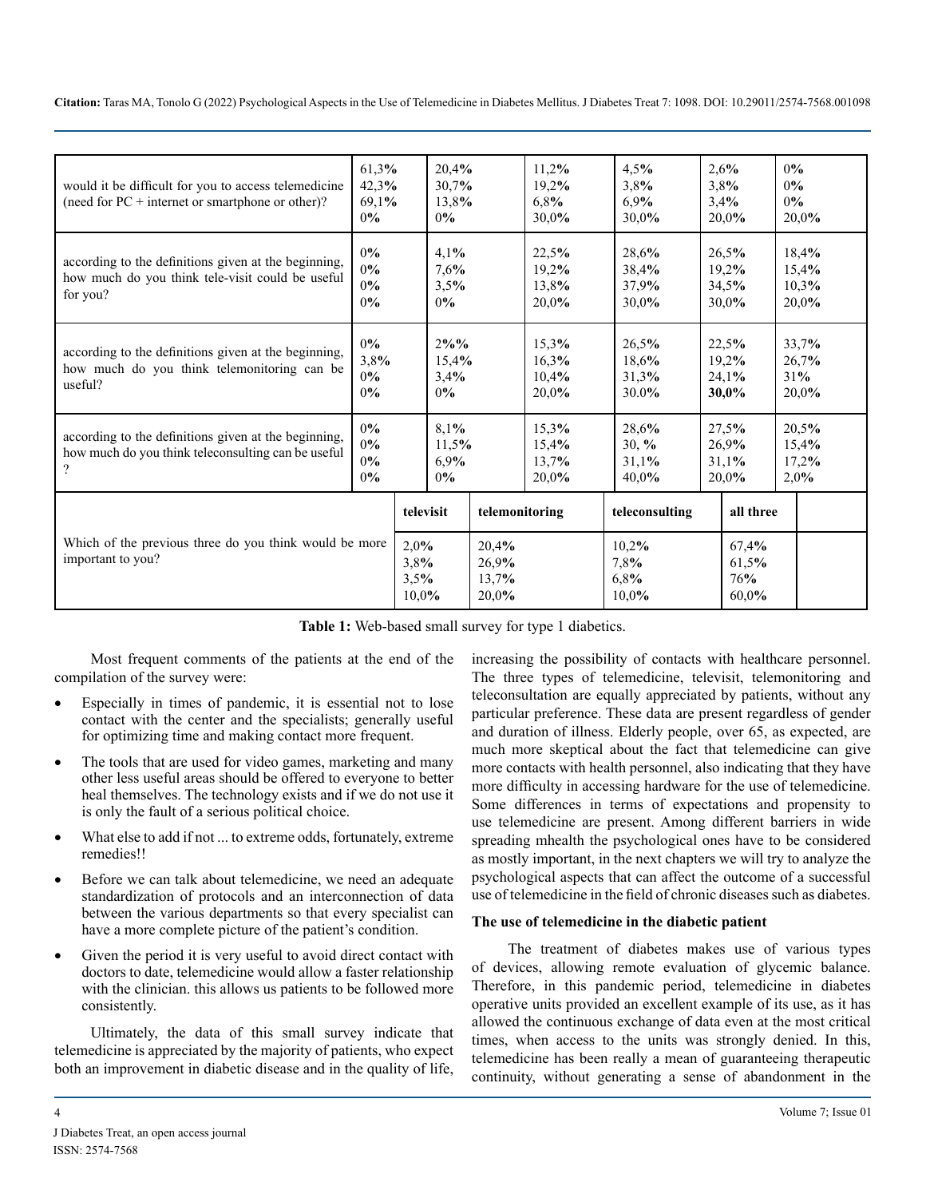| | | | | | | |
|---|---|---|---|---|---|---|
| would it be difficult for you to access telemedicine (need for PC + internet or smartphone or other)? | 61,3%<br>42,3%<br>69,1%<br>0% | 20,4%<br>30,7%<br>13,8%<br>0% | 11,2%<br>19,2%<br>6,8%<br>30,0% | 4,5%<br>3,8%<br>6,9%<br>30,0% | 2,6%<br>3,8%<br>3,4%<br>20,0% | 0%<br>0%<br>0%<br>20,0% |
| according to the definitions given at the beginning, how much do you think tele-visit could be useful for you? | 0%<br>0%<br>0%<br>0% | 4,1%<br>7,6%<br>3,5%<br>0% | 22,5%<br>19,2%<br>13,8%<br>20,0% | 28,6%<br>38,4%<br>37,9%<br>30,0% | 26,5%<br>19,2%<br>34,5%<br>30,0% | 18,4%<br>15,4%<br>10,3%<br>20,0% |
| according to the definitions given at the beginning, how much do you think telemonitoring can be useful? | 0%<br>3,8%<br>0%<br>0% | 2%%<br>15,4%<br>3,4%<br>0% | 15,3%<br>16,3%<br>10,4%<br>20,0% | 26,5%<br>18,6%<br>31,3%<br>30.0% | 22,5%<br>19,2%<br>24,1%<br>**30,0%** | 33,7%<br>26,7%<br>31%<br>20,0% |
| according to the definitions given at the beginning, how much do you think teleconsulting can be useful ? | 0%<br>0%<br>0%<br>0% | 8,1%<br>11,5%<br>6,9%<br>0% | 15,3%<br>15,4%<br>13,7%<br>20,0% | 28,6%<br>30, %<br>31,1%<br>40,0% | 27,5%<br>26,9%<br>31,1%<br>20,0% | 20,5%<br>15,4%<br>17,2%<br>2,0% |

| | televisit | telemonitoring | teleconsulting | all three |
|---|---|---|---|---|
| Which of the previous three do you think would be more important to you? | 2,0%<br>3,8%<br>3,5%<br>10,0% | 20,4%<br>26,9%<br>13,7%<br>20,0% | 10,2%<br>7,8%<br>6,8%<br>10,0% | 67,4%<br>61,5%<br>76%<br>60,0% |

**Table 1:** Web-based small survey for type 1 diabetics.

Most frequent comments of the patients at the end of the compilation of the survey were:

- Especially in times of pandemic, it is essential not to lose contact with the center and the specialists; generally useful for optimizing time and making contact more frequent.
- The tools that are used for video games, marketing and many other less useful areas should be offered to everyone to better heal themselves. The technology exists and if we do not use it is only the fault of a serious political choice.
- What else to add if not ... to extreme odds, fortunately, extreme remedies!!
- Before we can talk about telemedicine, we need an adequate standardization of protocols and an interconnection of data between the various departments so that every specialist can have a more complete picture of the patient's condition.
- Given the period it is very useful to avoid direct contact with doctors to date, telemedicine would allow a faster relationship with the clinician. this allows us patients to be followed more consistently.

Ultimately, the data of this small survey indicate that telemedicine is appreciated by the majority of patients, who expect both an improvement in diabetic disease and in the quality of life, increasing the possibility of contacts with healthcare personnel. The three types of telemedicine, televisit, telemonitoring and teleconsultation are equally appreciated by patients, without any particular preference. These data are present regardless of gender and duration of illness. Elderly people, over 65, as expected, are much more skeptical about the fact that telemedicine can give more contacts with health personnel, also indicating that they have more difficulty in accessing hardware for the use of telemedicine. Some differences in terms of expectations and propensity to use telemedicine are present. Among different barriers in wide spreading mhealth the psychological ones have to be considered as mostly important, in the next chapters we will try to analyze the psychological aspects that can affect the outcome of a successful use of telemedicine in the field of chronic diseases such as diabetes.

### The use of telemedicine in the diabetic patient

The treatment of diabetes makes use of various types of devices, allowing remote evaluation of glycemic balance. Therefore, in this pandemic period, telemedicine in diabetes operative units provided an excellent example of its use, as it has allowed the continuous exchange of data even at the most critical times, when access to the units was strongly denied. In this, telemedicine has been really a mean of guaranteeing therapeutic continuity, without generating a sense of abandonment in the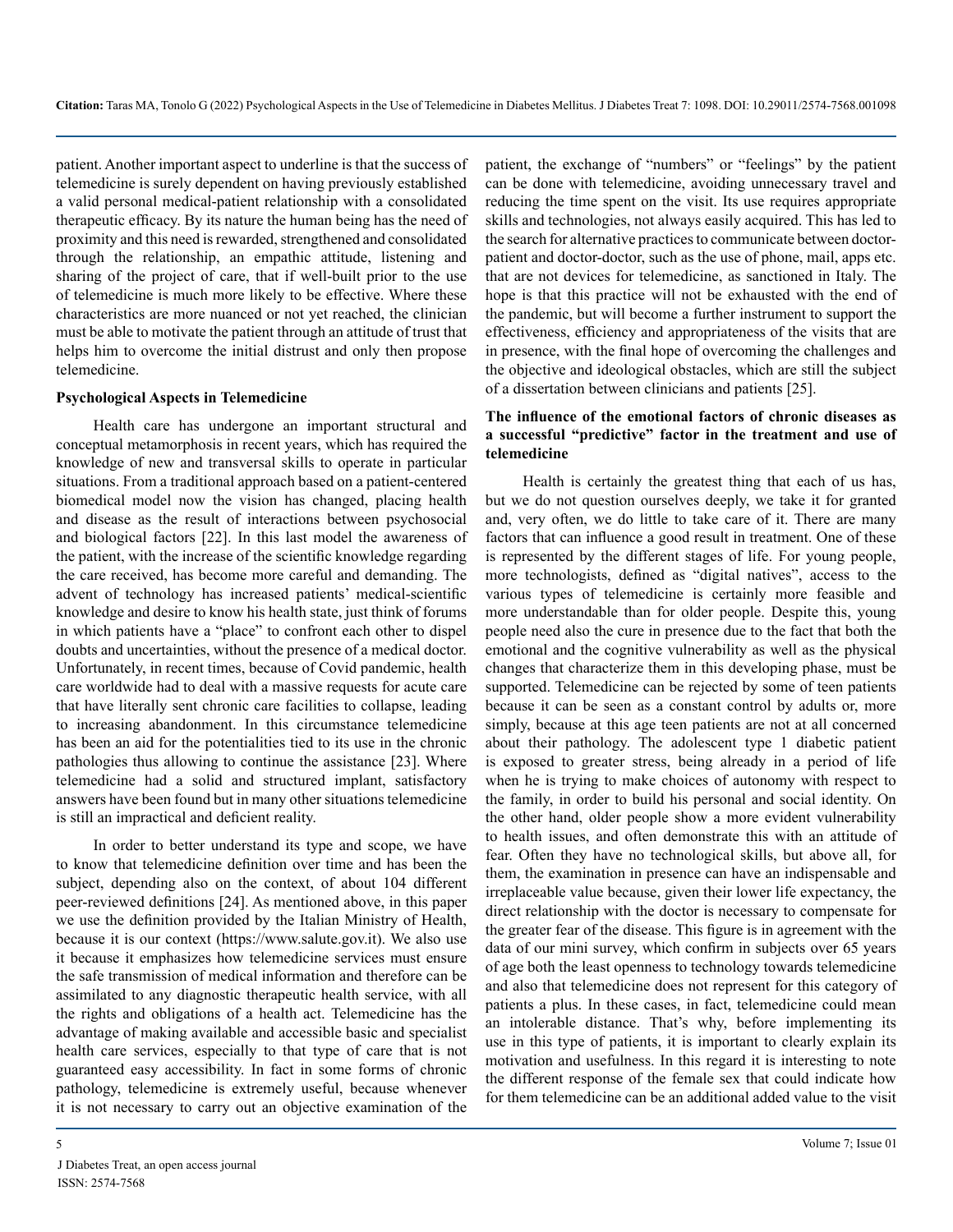patient. Another important aspect to underline is that the success of telemedicine is surely dependent on having previously established a valid personal medical-patient relationship with a consolidated therapeutic efficacy. By its nature the human being has the need of proximity and this need is rewarded, strengthened and consolidated through the relationship, an empathic attitude, listening and sharing of the project of care, that if well-built prior to the use of telemedicine is much more likely to be effective. Where these characteristics are more nuanced or not yet reached, the clinician must be able to motivate the patient through an attitude of trust that helps him to overcome the initial distrust and only then propose telemedicine.

## Psychological Aspects in Telemedicine

Health care has undergone an important structural and conceptual metamorphosis in recent years, which has required the knowledge of new and transversal skills to operate in particular situations. From a traditional approach based on a patient-centered biomedical model now the vision has changed, placing health and disease as the result of interactions between psychosocial and biological factors [22]. In this last model the awareness of the patient, with the increase of the scientific knowledge regarding the care received, has become more careful and demanding. The advent of technology has increased patients' medical-scientific knowledge and desire to know his health state, just think of forums in which patients have a "place" to confront each other to dispel doubts and uncertainties, without the presence of a medical doctor. Unfortunately, in recent times, because of Covid pandemic, health care worldwide had to deal with a massive requests for acute care that have literally sent chronic care facilities to collapse, leading to increasing abandonment. In this circumstance telemedicine has been an aid for the potentialities tied to its use in the chronic pathologies thus allowing to continue the assistance [23]. Where telemedicine had a solid and structured implant, satisfactory answers have been found but in many other situations telemedicine is still an impractical and deficient reality.

In order to better understand its type and scope, we have to know that telemedicine definition over time and has been the subject, depending also on the context, of about 104 different peer-reviewed definitions [24]. As mentioned above, in this paper we use the definition provided by the Italian Ministry of Health, because it is our context (https://www.salute.gov.it). We also use it because it emphasizes how telemedicine services must ensure the safe transmission of medical information and therefore can be assimilated to any diagnostic therapeutic health service, with all the rights and obligations of a health act. Telemedicine has the advantage of making available and accessible basic and specialist health care services, especially to that type of care that is not guaranteed easy accessibility. In fact in some forms of chronic pathology, telemedicine is extremely useful, because whenever it is not necessary to carry out an objective examination of the patient, the exchange of "numbers" or "feelings" by the patient can be done with telemedicine, avoiding unnecessary travel and reducing the time spent on the visit. Its use requires appropriate skills and technologies, not always easily acquired. This has led to the search for alternative practices to communicate between doctor-patient and doctor-doctor, such as the use of phone, mail, apps etc. that are not devices for telemedicine, as sanctioned in Italy. The hope is that this practice will not be exhausted with the end of the pandemic, but will become a further instrument to support the effectiveness, efficiency and appropriateness of the visits that are in presence, with the final hope of overcoming the challenges and the objective and ideological obstacles, which are still the subject of a dissertation between clinicians and patients [25].

### The influence of the emotional factors of chronic diseases as a successful "predictive" factor in the treatment and use of telemedicine

Health is certainly the greatest thing that each of us has, but we do not question ourselves deeply, we take it for granted and, very often, we do little to take care of it. There are many factors that can influence a good result in treatment. One of these is represented by the different stages of life. For young people, more technologists, defined as "digital natives", access to the various types of telemedicine is certainly more feasible and more understandable than for older people. Despite this, young people need also the cure in presence due to the fact that both the emotional and the cognitive vulnerability as well as the physical changes that characterize them in this developing phase, must be supported. Telemedicine can be rejected by some of teen patients because it can be seen as a constant control by adults or, more simply, because at this age teen patients are not at all concerned about their pathology. The adolescent type 1 diabetic patient is exposed to greater stress, being already in a period of life when he is trying to make choices of autonomy with respect to the family, in order to build his personal and social identity. On the other hand, older people show a more evident vulnerability to health issues, and often demonstrate this with an attitude of fear. Often they have no technological skills, but above all, for them, the examination in presence can have an indispensable and irreplaceable value because, given their lower life expectancy, the direct relationship with the doctor is necessary to compensate for the greater fear of the disease. This figure is in agreement with the data of our mini survey, which confirm in subjects over 65 years of age both the least openness to technology towards telemedicine and also that telemedicine does not represent for this category of patients a plus. In these cases, in fact, telemedicine could mean an intolerable distance. That's why, before implementing its use in this type of patients, it is important to clearly explain its motivation and usefulness. In this regard it is interesting to note the different response of the female sex that could indicate how for them telemedicine can be an additional added value to the visit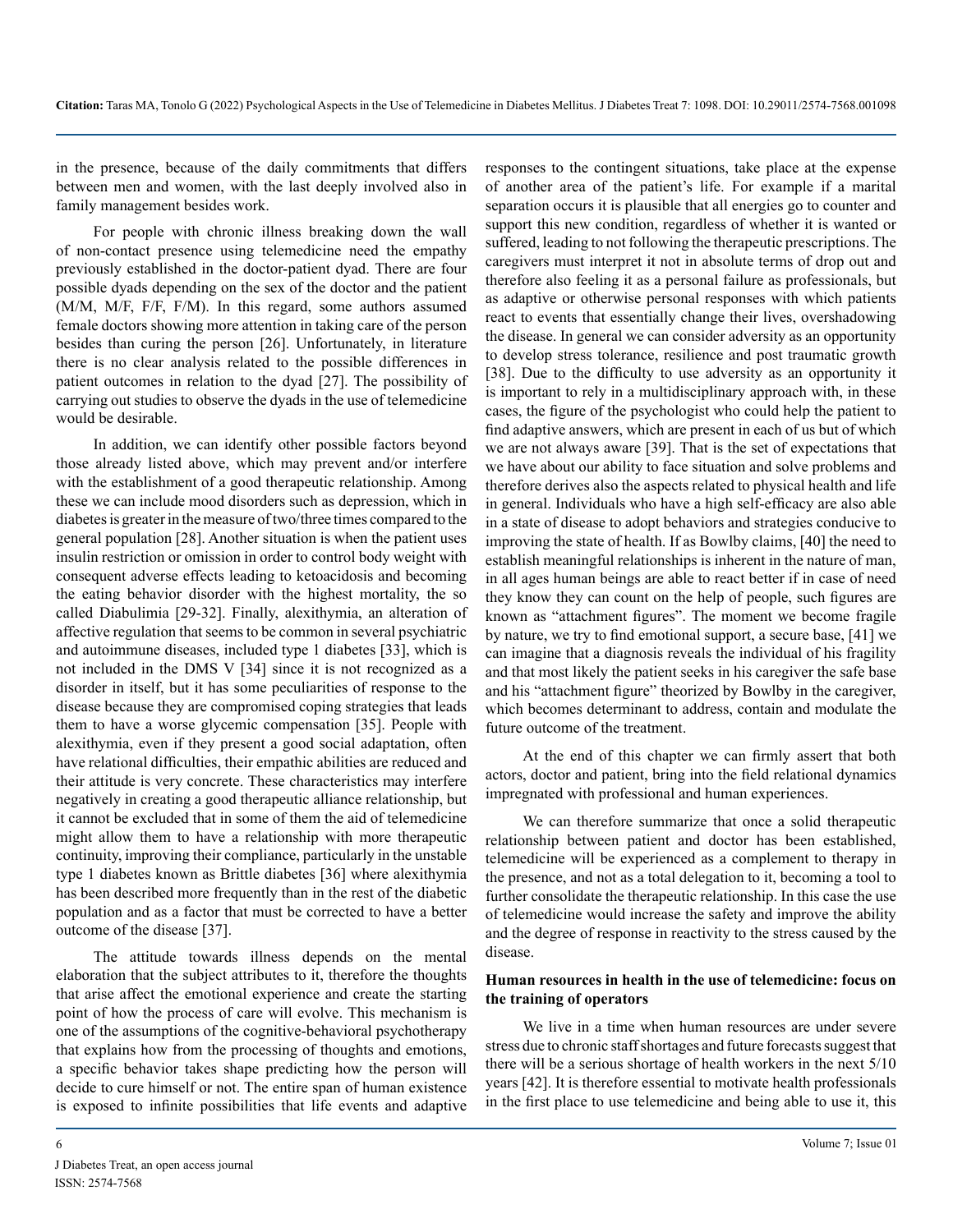in the presence, because of the daily commitments that differs between men and women, with the last deeply involved also in family management besides work.

For people with chronic illness breaking down the wall of non-contact presence using telemedicine need the empathy previously established in the doctor-patient dyad. There are four possible dyads depending on the sex of the doctor and the patient (M/M, M/F, F/F, F/M). In this regard, some authors assumed female doctors showing more attention in taking care of the person besides than curing the person [26]. Unfortunately, in literature there is no clear analysis related to the possible differences in patient outcomes in relation to the dyad [27]. The possibility of carrying out studies to observe the dyads in the use of telemedicine would be desirable.

In addition, we can identify other possible factors beyond those already listed above, which may prevent and/or interfere with the establishment of a good therapeutic relationship. Among these we can include mood disorders such as depression, which in diabetes is greater in the measure of two/three times compared to the general population [28]. Another situation is when the patient uses insulin restriction or omission in order to control body weight with consequent adverse effects leading to ketoacidosis and becoming the eating behavior disorder with the highest mortality, the so called Diabulimia [29-32]. Finally, alexithymia, an alteration of affective regulation that seems to be common in several psychiatric and autoimmune diseases, included type 1 diabetes [33], which is not included in the DMS V [34] since it is not recognized as a disorder in itself, but it has some peculiarities of response to the disease because they are compromised coping strategies that leads them to have a worse glycemic compensation [35]. People with alexithymia, even if they present a good social adaptation, often have relational difficulties, their empathic abilities are reduced and their attitude is very concrete. These characteristics may interfere negatively in creating a good therapeutic alliance relationship, but it cannot be excluded that in some of them the aid of telemedicine might allow them to have a relationship with more therapeutic continuity, improving their compliance, particularly in the unstable type 1 diabetes known as Brittle diabetes [36] where alexithymia has been described more frequently than in the rest of the diabetic population and as a factor that must be corrected to have a better outcome of the disease [37].

The attitude towards illness depends on the mental elaboration that the subject attributes to it, therefore the thoughts that arise affect the emotional experience and create the starting point of how the process of care will evolve. This mechanism is one of the assumptions of the cognitive-behavioral psychotherapy that explains how from the processing of thoughts and emotions, a specific behavior takes shape predicting how the person will decide to cure himself or not. The entire span of human existence is exposed to infinite possibilities that life events and adaptive responses to the contingent situations, take place at the expense of another area of the patient's life. For example if a marital separation occurs it is plausible that all energies go to counter and support this new condition, regardless of whether it is wanted or suffered, leading to not following the therapeutic prescriptions. The caregivers must interpret it not in absolute terms of drop out and therefore also feeling it as a personal failure as professionals, but as adaptive or otherwise personal responses with which patients react to events that essentially change their lives, overshadowing the disease. In general we can consider adversity as an opportunity to develop stress tolerance, resilience and post traumatic growth [38]. Due to the difficulty to use adversity as an opportunity it is important to rely in a multidisciplinary approach with, in these cases, the figure of the psychologist who could help the patient to find adaptive answers, which are present in each of us but of which we are not always aware [39]. That is the set of expectations that we have about our ability to face situation and solve problems and therefore derives also the aspects related to physical health and life in general. Individuals who have a high self-efficacy are also able in a state of disease to adopt behaviors and strategies conducive to improving the state of health. If as Bowlby claims, [40] the need to establish meaningful relationships is inherent in the nature of man, in all ages human beings are able to react better if in case of need they know they can count on the help of people, such figures are known as "attachment figures". The moment we become fragile by nature, we try to find emotional support, a secure base, [41] we can imagine that a diagnosis reveals the individual of his fragility and that most likely the patient seeks in his caregiver the safe base and his "attachment figure" theorized by Bowlby in the caregiver, which becomes determinant to address, contain and modulate the future outcome of the treatment.

At the end of this chapter we can firmly assert that both actors, doctor and patient, bring into the field relational dynamics impregnated with professional and human experiences.

We can therefore summarize that once a solid therapeutic relationship between patient and doctor has been established, telemedicine will be experienced as a complement to therapy in the presence, and not as a total delegation to it, becoming a tool to further consolidate the therapeutic relationship. In this case the use of telemedicine would increase the safety and improve the ability and the degree of response in reactivity to the stress caused by the disease.

**Human resources in health in the use of telemedicine: focus on the training of operators**

We live in a time when human resources are under severe stress due to chronic staff shortages and future forecasts suggest that there will be a serious shortage of health workers in the next 5/10 years [42]. It is therefore essential to motivate health professionals in the first place to use telemedicine and being able to use it, this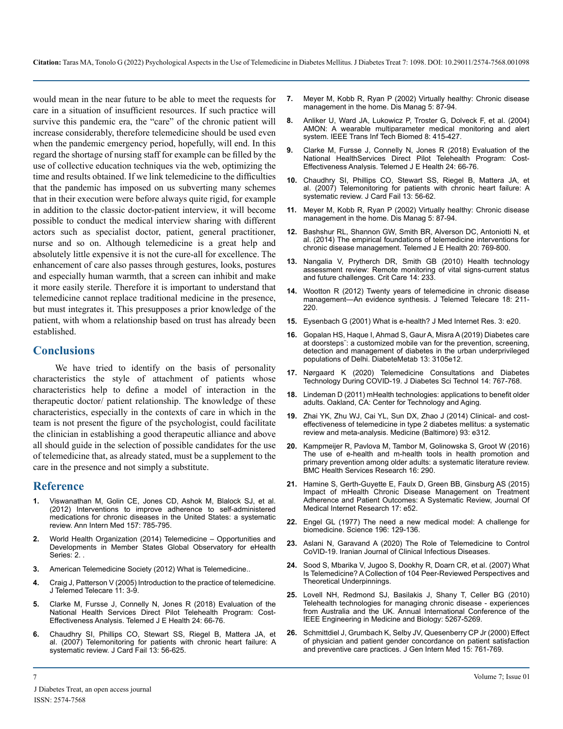would mean in the near future to be able to meet the requests for care in a situation of insufficient resources. If such practice will survive this pandemic era, the "care" of the chronic patient will increase considerably, therefore telemedicine should be used even when the pandemic emergency period, hopefully, will end. In this regard the shortage of nursing staff for example can be filled by the use of collective education techniques via the web, optimizing the time and results obtained. If we link telemedicine to the difficulties that the pandemic has imposed on us subverting many schemes that in their execution were before always quite rigid, for example in addition to the classic doctor-patient interview, it will become possible to conduct the medical interview sharing with different actors such as specialist doctor, patient, general practitioner, nurse and so on. Although telemedicine is a great help and absolutely little expensive it is not the cure-all for excellence. The enhancement of care also passes through gestures, looks, postures and especially human warmth, that a screen can inhibit and make it more easily sterile. Therefore it is important to understand that telemedicine cannot replace traditional medicine in the presence, but must integrates it. This presupposes a prior knowledge of the patient, with whom a relationship based on trust has already been established.

## Conclusions

We have tried to identify on the basis of personality characteristics the style of attachment of patients whose characteristics help to define a model of interaction in the therapeutic doctor/ patient relationship. The knowledge of these characteristics, especially in the contexts of care in which in the team is not present the figure of the psychologist, could facilitate the clinician in establishing a good therapeutic alliance and above all should guide in the selection of possible candidates for the use of telemedicine that, as already stated, must be a supplement to the care in the presence and not simply a substitute.

## Reference

1. Viswanathan M, Golin CE, Jones CD, Ashok M, Blalock SJ, et al. (2012) Interventions to improve adherence to self-administered medications for chronic diseases in the United States: a systematic review. Ann Intern Med 157: 785-795.
2. World Health Organization (2014) Telemedicine – Opportunities and Developments in Member States Global Observatory for eHealth Series: 2. .
3. American Telemedicine Society (2012) What is Telemedicine..
4. Craig J, Patterson V (2005) Introduction to the practice of telemedicine. J Telemed Telecare 11: 3-9.
5. Clarke M, Fursse J, Connelly N, Jones R (2018) Evaluation of the National Health Services Direct Pilot Telehealth Program: Cost-Effectiveness Analysis. Telemed J E Health 24: 66-76.
6. Chaudhry SI, Phillips CO, Stewart SS, Riegel B, Mattera JA, et al. (2007) Telemonitoring for patients with chronic heart failure: A systematic review. J Card Fail 13: 56-625.
7. Meyer M, Kobb R, Ryan P (2002) Virtually healthy: Chronic disease management in the home. Dis Manag 5: 87-94.
8. Anliker U, Ward JA, Lukowicz P, Troster G, Dolveck F, et al. (2004) AMON: A wearable multiparameter medical monitoring and alert system. IEEE Trans Inf Tech Biomed 8: 415-427.
9. Clarke M, Fursse J, Connelly N, Jones R (2018) Evaluation of the National HealthServices Direct Pilot Telehealth Program: Cost-Effectiveness Analysis. Telemed J E Health 24: 66-76.
10. Chaudhry SI, Phillips CO, Stewart SS, Riegel B, Mattera JA, et al. (2007) Telemonitoring for patients with chronic heart failure: A systematic review. J Card Fail 13: 56-62.
11. Meyer M, Kobb R, Ryan P (2002) Virtually healthy: Chronic disease management in the home. Dis Manag 5: 87-94.
12. Bashshur RL, Shannon GW, Smith BR, Alverson DC, Antoniotti N, et al. (2014) The empirical foundations of telemedicine interventions for chronic disease management. Telemed J E Health 20: 769-800.
13. Nangalia V, Prytherch DR, Smith GB (2010) Health technology assessment review: Remote monitoring of vital signs-current status and future challenges. Crit Care 14: 233.
14. Wootton R (2012) Twenty years of telemedicine in chronic disease management—An evidence synthesis. J Telemed Telecare 18: 211-220.
15. Eysenbach G (2001) What is e-health? J Med Internet Res. 3: e20.
16. Gopalan HS, Haque I, Ahmad S, Gaur A, Misra A (2019) Diabetes care at doorsteps¨: a customized mobile van for the prevention, screening, detection and management of diabetes in the urban underprivileged populations of Delhi. DiabeteMetab 13: 3105e12.
17. Nørgaard K (2020) Telemedicine Consultations and Diabetes Technology During COVID-19. J Diabetes Sci Technol 14: 767-768.
18. Lindeman D (2011) mHealth technologies: applications to benefit older adults. Oakland, CA: Center for Technology and Aging.
19. Zhai YK, Zhu WJ, Cai YL, Sun DX, Zhao J (2014) Clinical- and cost-effectiveness of telemedicine in type 2 diabetes mellitus: a systematic review and meta-analysis. Medicine (Baltimore) 93: e312.
20. Kampmeijer R, Pavlova M, Tambor M, Golinowska S, Groot W (2016) The use of e-health and m-health tools in health promotion and primary prevention among older adults: a systematic literature review. BMC Health Services Research 16: 290.
21. Hamine S, Gerth-Guyette E, Faulx D, Green BB, Ginsburg AS (2015) Impact of mHealth Chronic Disease Management on Treatment Adherence and Patient Outcomes: A Systematic Review, Journal Of Medical Internet Research 17: e52.
22. Engel GL (1977) The need a new medical model: A challenge for biomedicine. Science 196: 129-136.
23. Aslani N, Garavand A (2020) The Role of Telemedicine to Control CoVID-19. Iranian Journal of Clinical Infectious Diseases.
24. Sood S, Mbarika V, Jugoo S, Dookhy R, Doarn CR, et al. (2007) What Is Telemedicine? A Collection of 104 Peer-Reviewed Perspectives and Theoretical Underpinnings.
25. Lovell NH, Redmond SJ, Basilakis J, Shany T, Celler BG (2010) Telehealth technologies for managing chronic disease - experiences from Australia and the UK. Annual International Conference of the IEEE Engineering in Medicine and Biology: 5267-5269.
26. Schmittdiel J, Grumbach K, Selby JV, Quesenberry CP Jr (2000) Effect of physician and patient gender concordance on patient satisfaction and preventive care practices. J Gen Intern Med 15: 761-769.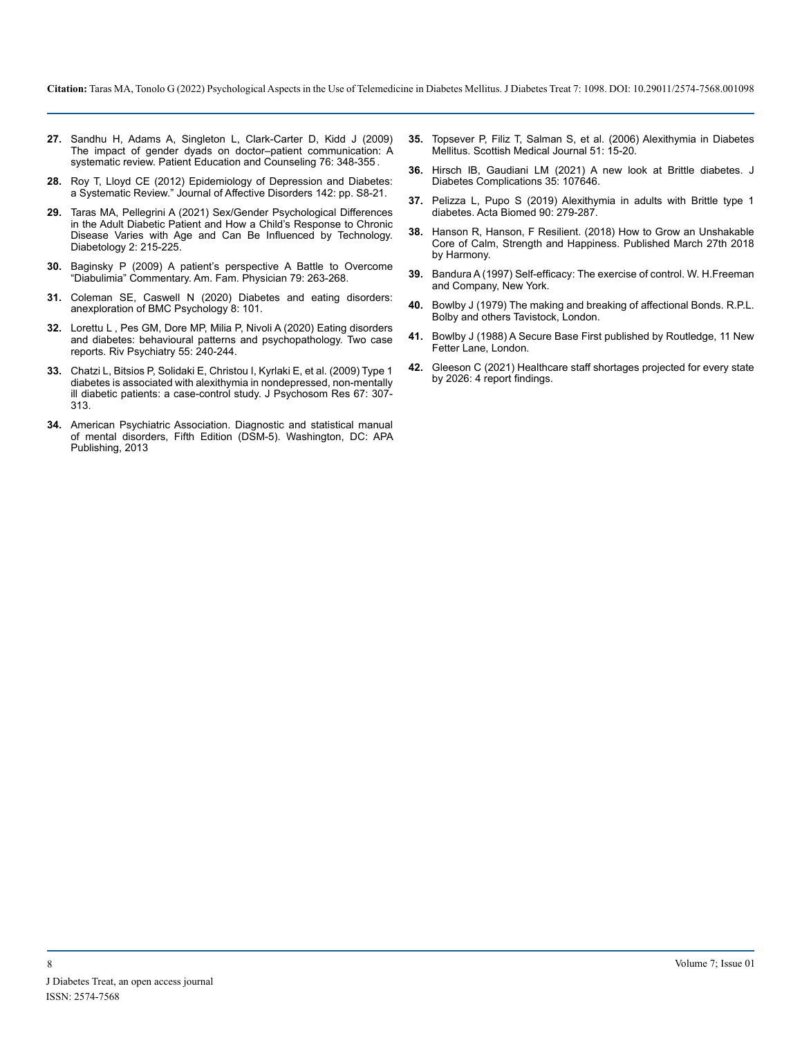27. Sandhu H, Adams A, Singleton L, Clark-Carter D, Kidd J (2009) The impact of gender dyads on doctor–patient communication: A systematic review. Patient Education and Counseling 76: 348-355 .

28. Roy T, Lloyd CE (2012) Epidemiology of Depression and Diabetes: a Systematic Review." Journal of Affective Disorders 142: pp. S8-21.

29. Taras MA, Pellegrini A (2021) Sex/Gender Psychological Differences in the Adult Diabetic Patient and How a Child's Response to Chronic Disease Varies with Age and Can Be Influenced by Technology. Diabetology 2: 215-225.

30. Baginsky P (2009) A patient's perspective A Battle to Overcome "Diabulimia" Commentary. Am. Fam. Physician 79: 263-268.

31. Coleman SE, Caswell N (2020) Diabetes and eating disorders: anexploration of BMC Psychology 8: 101.

32. Lorettu L , Pes GM, Dore MP, Milia P, Nivoli A (2020) Eating disorders and diabetes: behavioural patterns and psychopathology. Two case reports. Riv Psychiatry 55: 240-244.

33. Chatzi L, Bitsios P, Solidaki E, Christou I, Kyrlaki E, et al. (2009) Type 1 diabetes is associated with alexithymia in nondepressed, non-mentally ill diabetic patients: a case-control study. J Psychosom Res 67: 307-313.

34. American Psychiatric Association. Diagnostic and statistical manual of mental disorders, Fifth Edition (DSM-5). Washington, DC: APA Publishing, 2013

35. Topsever P, Filiz T, Salman S, et al. (2006) Alexithymia in Diabetes Mellitus. Scottish Medical Journal 51: 15-20.

36. Hirsch IB, Gaudiani LM (2021) A new look at Brittle diabetes. J Diabetes Complications 35: 107646.

37. Pelizza L, Pupo S (2019) Alexithymia in adults with Brittle type 1 diabetes. Acta Biomed 90: 279-287.

38. Hanson R, Hanson, F Resilient. (2018) How to Grow an Unshakable Core of Calm, Strength and Happiness. Published March 27th 2018 by Harmony.

39. Bandura A (1997) Self-efficacy: The exercise of control. W. H.Freeman and Company, New York.

40. Bowlby J (1979) The making and breaking of affectional Bonds. R.P.L. Bolby and others Tavistock, London.

41. Bowlby J (1988) A Secure Base First published by Routledge, 11 New Fetter Lane, London.

42. Gleeson C (2021) Healthcare staff shortages projected for every state by 2026: 4 report findings.